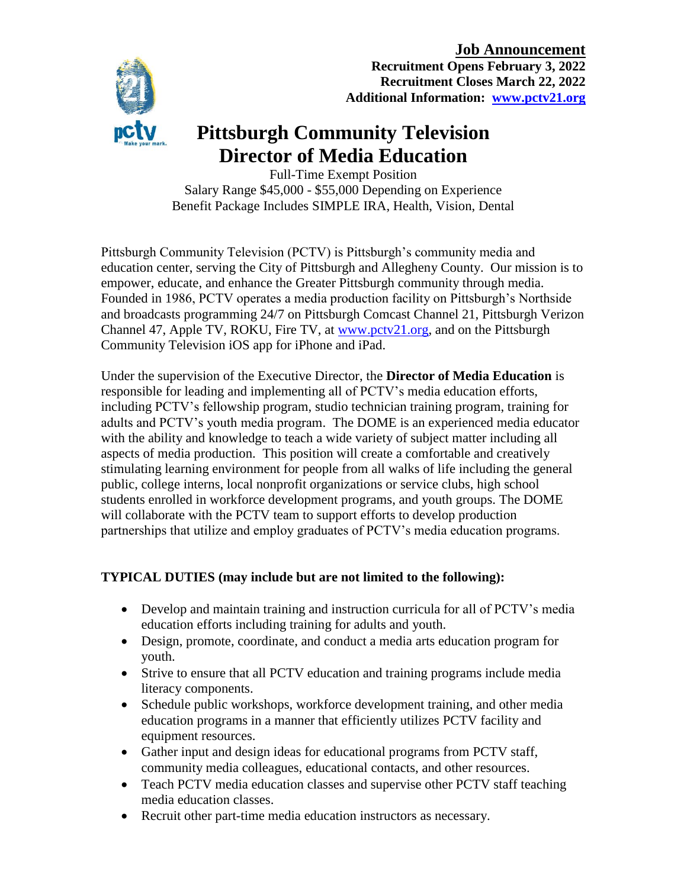**Job Announcement**
**Recruitment Opens February 3, 2022**
**Recruitment Closes March 22, 2022**
**Additional Information: [www.pctv21.org](http://www.pctv21.org)**

pctv Make your mark.

# Pittsburgh Community Television
# Director of Media Education

Full-Time Exempt Position
Salary Range $45,000 - $55,000 Depending on Experience
Benefit Package Includes SIMPLE IRA, Health, Vision, Dental

Pittsburgh Community Television (PCTV) is Pittsburgh's community media and education center, serving the City of Pittsburgh and Allegheny County. Our mission is to empower, educate, and enhance the Greater Pittsburgh community through media. Founded in 1986, PCTV operates a media production facility on Pittsburgh's Northside and broadcasts programming 24/7 on Pittsburgh Comcast Channel 21, Pittsburgh Verizon Channel 47, Apple TV, ROKU, Fire TV, at www.pctv21.org, and on the Pittsburgh Community Television iOS app for iPhone and iPad.

Under the supervision of the Executive Director, the **Director of Media Education** is responsible for leading and implementing all of PCTV's media education efforts, including PCTV's fellowship program, studio technician training program, training for adults and PCTV's youth media program. The DOME is an experienced media educator with the ability and knowledge to teach a wide variety of subject matter including all aspects of media production. This position will create a comfortable and creatively stimulating learning environment for people from all walks of life including the general public, college interns, local nonprofit organizations or service clubs, high school students enrolled in workforce development programs, and youth groups. The DOME will collaborate with the PCTV team to support efforts to develop production partnerships that utilize and employ graduates of PCTV's media education programs.

## TYPICAL DUTIES (may include but are not limited to the following):

- Develop and maintain training and instruction curricula for all of PCTV's media education efforts including training for adults and youth.
- Design, promote, coordinate, and conduct a media arts education program for youth.
- Strive to ensure that all PCTV education and training programs include media literacy components.
- Schedule public workshops, workforce development training, and other media education programs in a manner that efficiently utilizes PCTV facility and equipment resources.
- Gather input and design ideas for educational programs from PCTV staff, community media colleagues, educational contacts, and other resources.
- Teach PCTV media education classes and supervise other PCTV staff teaching media education classes.
- Recruit other part-time media education instructors as necessary.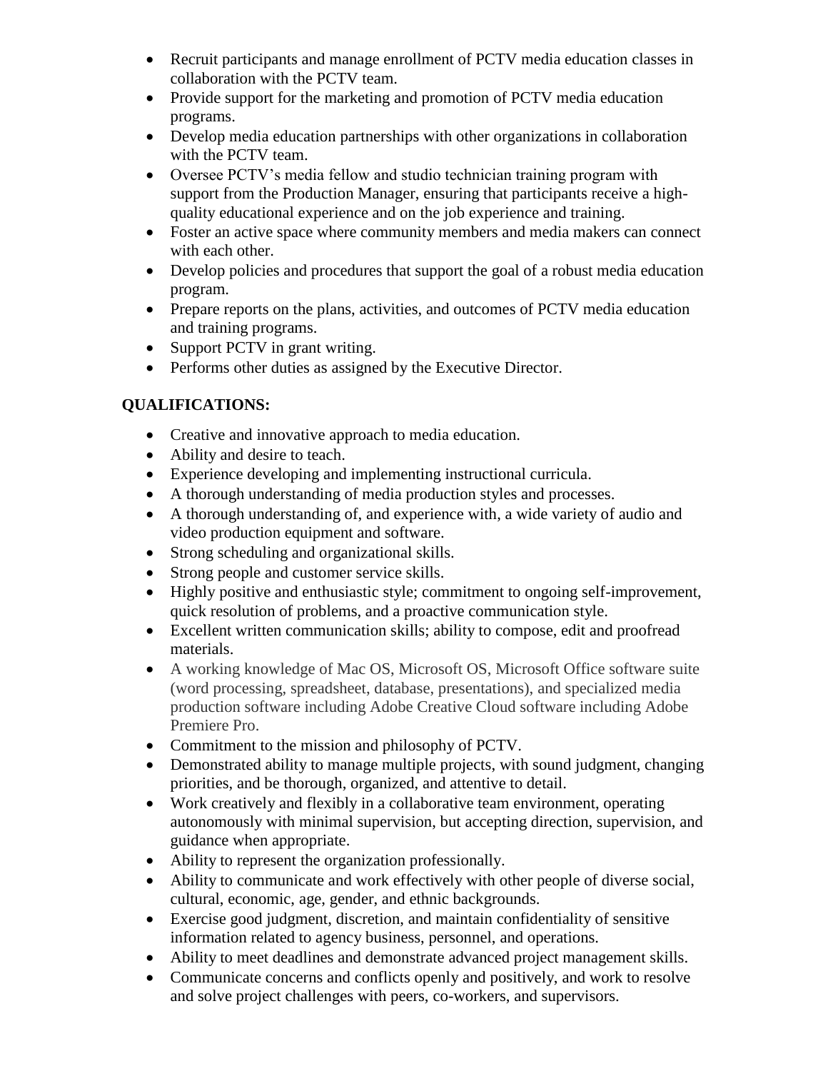- Recruit participants and manage enrollment of PCTV media education classes in collaboration with the PCTV team.
- Provide support for the marketing and promotion of PCTV media education programs.
- Develop media education partnerships with other organizations in collaboration with the PCTV team.
- Oversee PCTV's media fellow and studio technician training program with support from the Production Manager, ensuring that participants receive a high-quality educational experience and on the job experience and training.
- Foster an active space where community members and media makers can connect with each other.
- Develop policies and procedures that support the goal of a robust media education program.
- Prepare reports on the plans, activities, and outcomes of PCTV media education and training programs.
- Support PCTV in grant writing.
- Performs other duties as assigned by the Executive Director.

**QUALIFICATIONS:**

- Creative and innovative approach to media education.
- Ability and desire to teach.
- Experience developing and implementing instructional curricula.
- A thorough understanding of media production styles and processes.
- A thorough understanding of, and experience with, a wide variety of audio and video production equipment and software.
- Strong scheduling and organizational skills.
- Strong people and customer service skills.
- Highly positive and enthusiastic style; commitment to ongoing self-improvement, quick resolution of problems, and a proactive communication style.
- Excellent written communication skills; ability to compose, edit and proofread materials.
- A working knowledge of Mac OS, Microsoft OS, Microsoft Office software suite (word processing, spreadsheet, database, presentations), and specialized media production software including Adobe Creative Cloud software including Adobe Premiere Pro.
- Commitment to the mission and philosophy of PCTV.
- Demonstrated ability to manage multiple projects, with sound judgment, changing priorities, and be thorough, organized, and attentive to detail.
- Work creatively and flexibly in a collaborative team environment, operating autonomously with minimal supervision, but accepting direction, supervision, and guidance when appropriate.
- Ability to represent the organization professionally.
- Ability to communicate and work effectively with other people of diverse social, cultural, economic, age, gender, and ethnic backgrounds.
- Exercise good judgment, discretion, and maintain confidentiality of sensitive information related to agency business, personnel, and operations.
- Ability to meet deadlines and demonstrate advanced project management skills.
- Communicate concerns and conflicts openly and positively, and work to resolve and solve project challenges with peers, co-workers, and supervisors.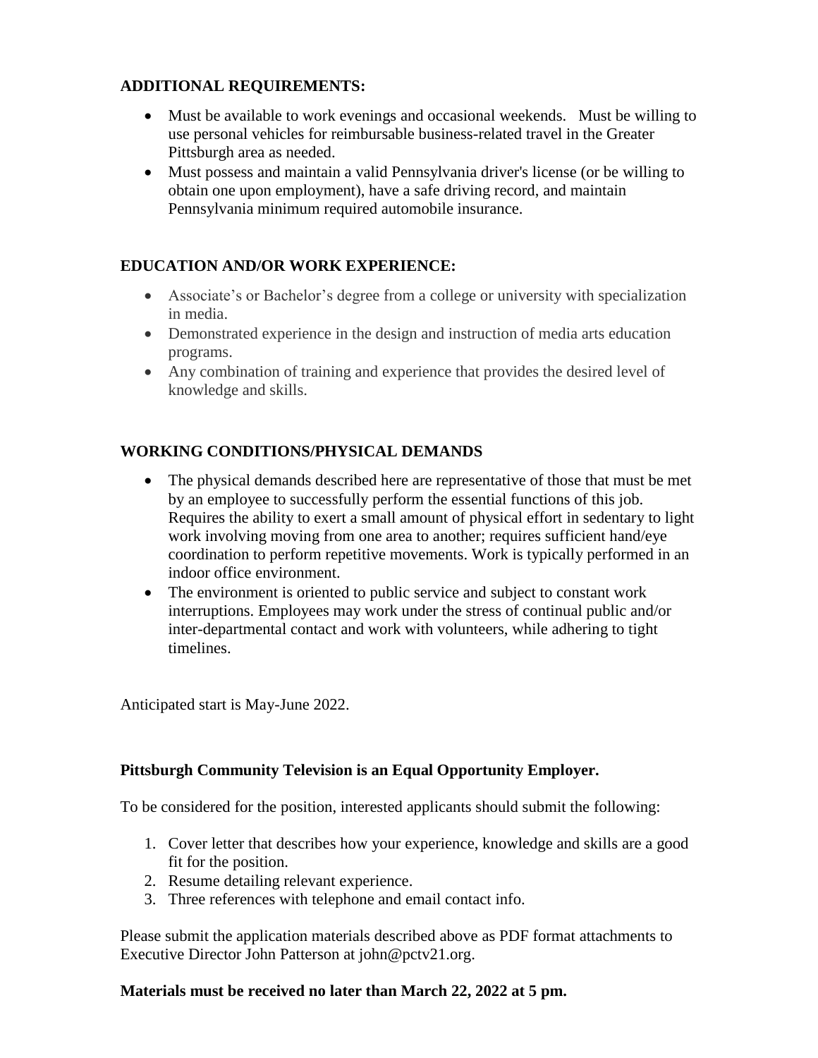**ADDITIONAL REQUIREMENTS:**

- Must be available to work evenings and occasional weekends. Must be willing to use personal vehicles for reimbursable business-related travel in the Greater Pittsburgh area as needed.
- Must possess and maintain a valid Pennsylvania driver's license (or be willing to obtain one upon employment), have a safe driving record, and maintain Pennsylvania minimum required automobile insurance.

**EDUCATION AND/OR WORK EXPERIENCE:**

- Associate's or Bachelor's degree from a college or university with specialization in media.
- Demonstrated experience in the design and instruction of media arts education programs.
- Any combination of training and experience that provides the desired level of knowledge and skills.

**WORKING CONDITIONS/PHYSICAL DEMANDS**

- The physical demands described here are representative of those that must be met by an employee to successfully perform the essential functions of this job. Requires the ability to exert a small amount of physical effort in sedentary to light work involving moving from one area to another; requires sufficient hand/eye coordination to perform repetitive movements. Work is typically performed in an indoor office environment.
- The environment is oriented to public service and subject to constant work interruptions. Employees may work under the stress of continual public and/or inter-departmental contact and work with volunteers, while adhering to tight timelines.

Anticipated start is May-June 2022.

**Pittsburgh Community Television is an Equal Opportunity Employer.**

To be considered for the position, interested applicants should submit the following:

1. Cover letter that describes how your experience, knowledge and skills are a good fit for the position.
2. Resume detailing relevant experience.
3. Three references with telephone and email contact info.

Please submit the application materials described above as PDF format attachments to Executive Director John Patterson at john@pctv21.org.

**Materials must be received no later than March 22, 2022 at 5 pm.**